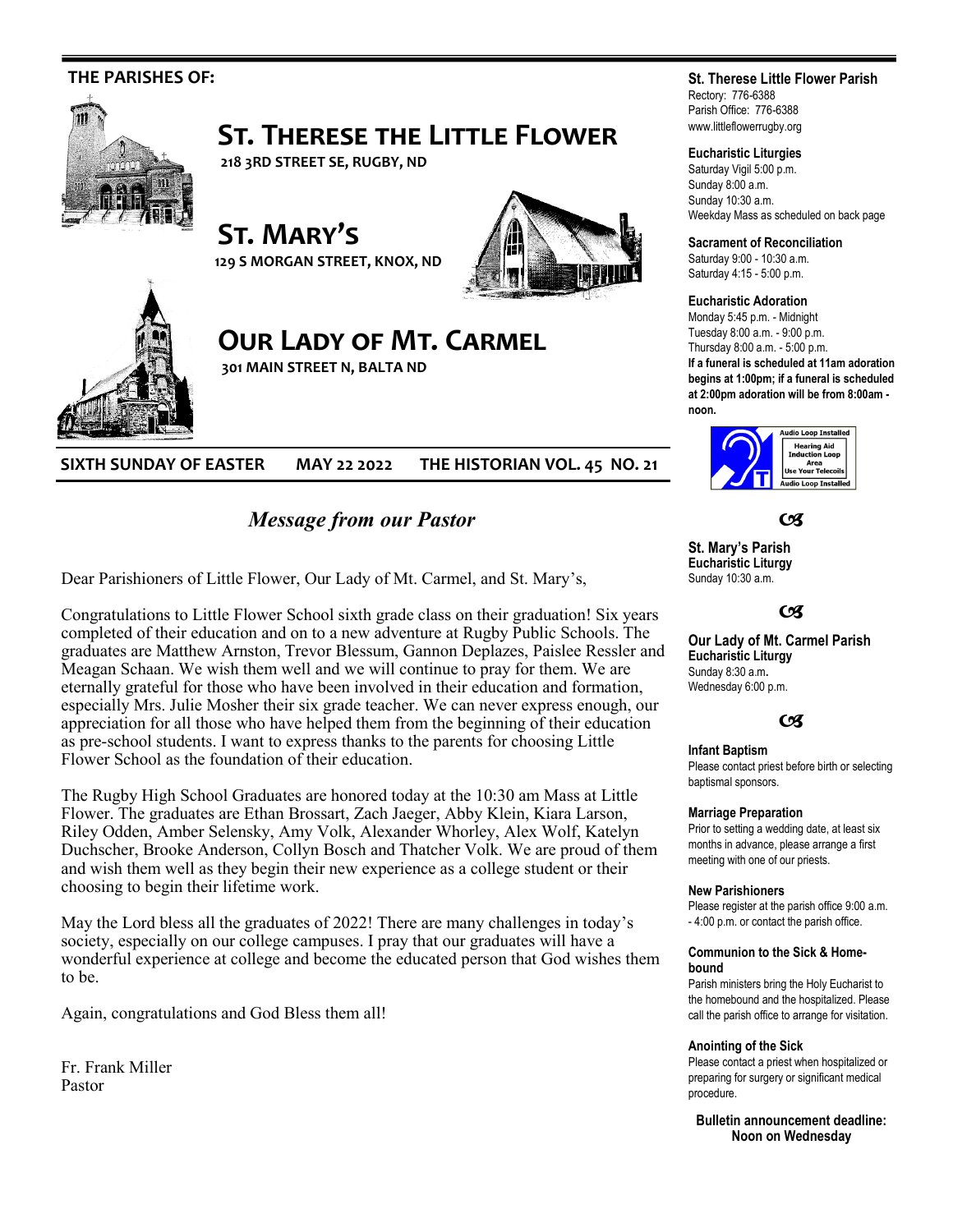**THE PARISHES OF:**

# ST. THERESE THE LITTLE FLOWER

**218 3RD STREET SE, RUGBY, ND**

# ST. MARY'S

**129 S MORGAN STREET, KNOX, ND**

# OUR LADY OF MT. CARMEL

**301 MAIN STREET N, BALTA ND**

**SIXTH SUNDAY OF EASTER MAY 22 2022 THE HISTORIAN VOL. 45 NO. 21**

## *Message from our Pastor*

Dear Parishioners of Little Flower, Our Lady of Mt. Carmel, and St. Mary's,

Congratulations to Little Flower School sixth grade class on their graduation! Six years completed of their education and on to a new adventure at Rugby Public Schools. The graduates are Matthew Arnston, Trevor Blessum, Gannon Deplazes, Paislee Ressler and Meagan Schaan. We wish them well and we will continue to pray for them. We are eternally grateful for those who have been involved in their education and formation, especially Mrs. Julie Mosher their six grade teacher. We can never express enough, our appreciation for all those who have helped them from the beginning of their education as pre-school students. I want to express thanks to the parents for choosing Little Flower School as the foundation of their education.

The Rugby High School Graduates are honored today at the 10:30 am Mass at Little Flower. The graduates are Ethan Brossart, Zach Jaeger, Abby Klein, Kiara Larson, Riley Odden, Amber Selensky, Amy Volk, Alexander Whorley, Alex Wolf, Katelyn Duchscher, Brooke Anderson, Collyn Bosch and Thatcher Volk. We are proud of them and wish them well as they begin their new experience as a college student or their choosing to begin their lifetime work.

May the Lord bless all the graduates of 2022! There are many challenges in today's society, especially on our college campuses. I pray that our graduates will have a wonderful experience at college and become the educated person that God wishes them to be.

Again, congratulations and God Bless them all!

Fr. Frank Miller
Pastor

---

**St. Therese Little Flower Parish**
Rectory: 776-6388
Parish Office: 776-6388
www.littleflowerrugby.org

**Eucharistic Liturgies**
Saturday Vigil 5:00 p.m.
Sunday 8:00 a.m.
Sunday 10:30 a.m.
Weekday Mass as scheduled on back page

**Sacrament of Reconciliation**
Saturday 9:00 - 10:30 a.m.
Saturday 4:15 - 5:00 p.m.

**Eucharistic Adoration**
Monday 5:45 p.m. - Midnight
Tuesday 8:00 a.m. - 9:00 p.m.
Thursday 8:00 a.m. - 5:00 p.m.
**If a funeral is scheduled at 11am adoration begins at 1:00pm; if a funeral is scheduled at 2:00pm adoration will be from 8:00am - noon.**

Audio Loop Installed
Hearing Aid Induction Loop Area
Use Your Telecoils
Audio Loop Installed

**St. Mary's Parish**
**Eucharistic Liturgy**
Sunday 10:30 a.m.

**Our Lady of Mt. Carmel Parish**
**Eucharistic Liturgy**
Sunday 8:30 a.m.
Wednesday 6:00 p.m.

**Infant Baptism**
Please contact priest before birth or selecting baptismal sponsors.

**Marriage Preparation**
Prior to setting a wedding date, at least six months in advance, please arrange a first meeting with one of our priests.

**New Parishioners**
Please register at the parish office 9:00 a.m. - 4:00 p.m. or contact the parish office.

**Communion to the Sick & Home-bound**
Parish ministers bring the Holy Eucharist to the homebound and the hospitalized. Please call the parish office to arrange for visitation.

**Anointing of the Sick**
Please contact a priest when hospitalized or preparing for surgery or significant medical procedure.

**Bulletin announcement deadline: Noon on Wednesday**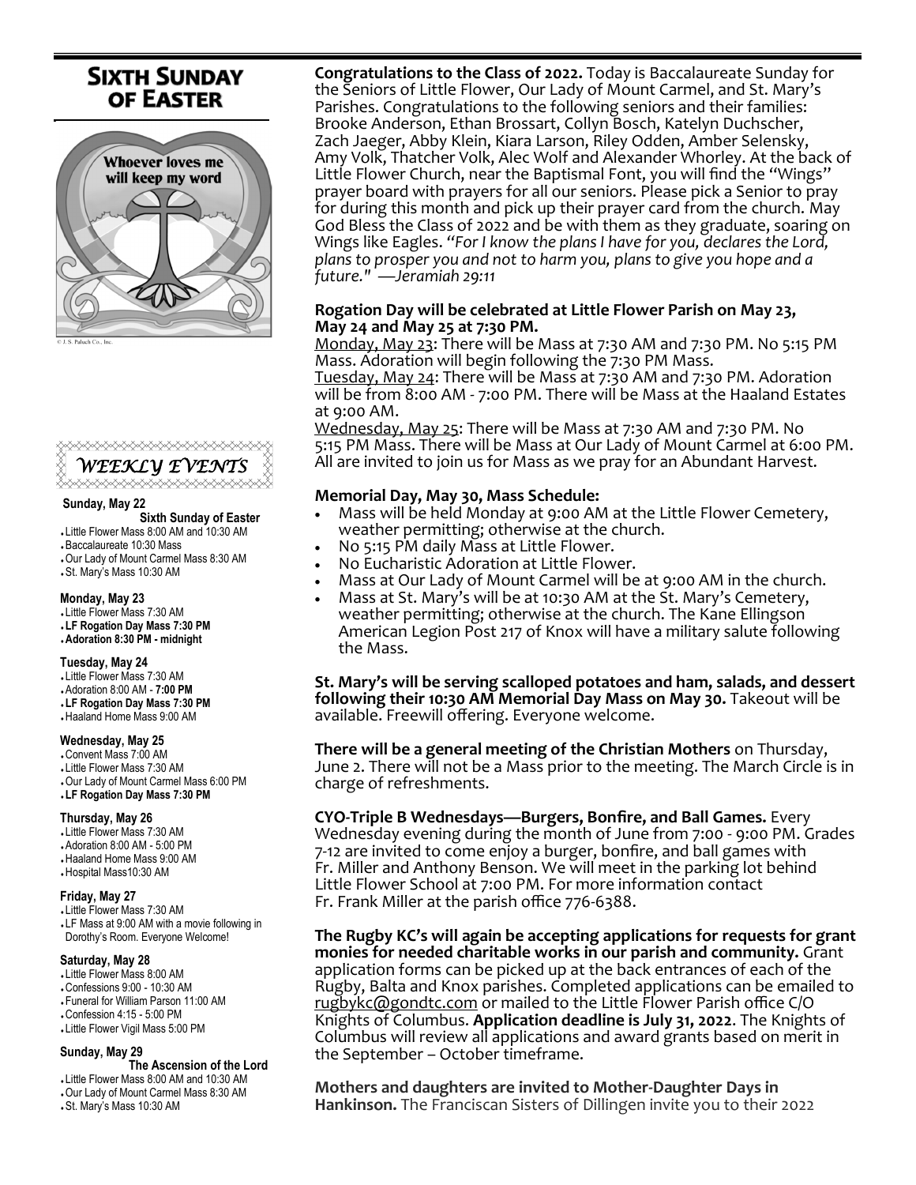# Sixth Sunday of Easter

Whoever loves me will keep my word

© J. S. Paluch Co., Inc.

## WEEKLY EVENTS

**Sunday, May 22**
**Sixth Sunday of Easter**

- Little Flower Mass 8:00 AM and 10:30 AM
- Baccalaureate 10:30 Mass
- Our Lady of Mount Carmel Mass 8:30 AM
- St. Mary's Mass 10:30 AM

**Monday, May 23**

- Little Flower Mass 7:30 AM
- **LF Rogation Day Mass 7:30 PM**
- **Adoration 8:30 PM - midnight**

**Tuesday, May 24**

- Little Flower Mass 7:30 AM
- Adoration 8:00 AM - **7:00 PM**
- **LF Rogation Day Mass 7:30 PM**
- Haaland Home Mass 9:00 AM

**Wednesday, May 25**

- Convent Mass 7:00 AM
- Little Flower Mass 7:30 AM
- Our Lady of Mount Carmel Mass 6:00 PM
- **LF Rogation Day Mass 7:30 PM**

**Thursday, May 26**

- Little Flower Mass 7:30 AM
- Adoration 8:00 AM - 5:00 PM
- Haaland Home Mass 9:00 AM
- Hospital Mass10:30 AM

**Friday, May 27**

- Little Flower Mass 7:30 AM
- LF Mass at 9:00 AM with a movie following in Dorothy's Room. Everyone Welcome!

**Saturday, May 28**

- Little Flower Mass 8:00 AM
- Confessions 9:00 - 10:30 AM
- Funeral for William Parson 11:00 AM
- Confession 4:15 - 5:00 PM
- Little Flower Vigil Mass 5:00 PM

**Sunday, May 29**
**The Ascension of the Lord**

- Little Flower Mass 8:00 AM and 10:30 AM
- Our Lady of Mount Carmel Mass 8:30 AM
- St. Mary's Mass 10:30 AM

**Congratulations to the Class of 2022.** Today is Baccalaureate Sunday for the Seniors of Little Flower, Our Lady of Mount Carmel, and St. Mary's Parishes. Congratulations to the following seniors and their families: Brooke Anderson, Ethan Brossart, Collyn Bosch, Katelyn Duchscher, Zach Jaeger, Abby Klein, Kiara Larson, Riley Odden, Amber Selensky, Amy Volk, Thatcher Volk, Alec Wolf and Alexander Whorley. At the back of Little Flower Church, near the Baptismal Font, you will find the "Wings" prayer board with prayers for all our seniors. Please pick a Senior to pray for during this month and pick up their prayer card from the church. May God Bless the Class of 2022 and be with them as they graduate, soaring on Wings like Eagles. *"For I know the plans I have for you, declares the Lord, plans to prosper you and not to harm you, plans to give you hope and a future." —Jeramiah 29:11*

**Rogation Day will be celebrated at Little Flower Parish on May 23, May 24 and May 25 at 7:30 PM.**

Monday, May 23: There will be Mass at 7:30 AM and 7:30 PM. No 5:15 PM Mass. Adoration will begin following the 7:30 PM Mass.
Tuesday, May 24: There will be Mass at 7:30 AM and 7:30 PM. Adoration will be from 8:00 AM - 7:00 PM. There will be Mass at the Haaland Estates at 9:00 AM.
Wednesday, May 25: There will be Mass at 7:30 AM and 7:30 PM. No 5:15 PM Mass. There will be Mass at Our Lady of Mount Carmel at 6:00 PM. All are invited to join us for Mass as we pray for an Abundant Harvest.

**Memorial Day, May 30, Mass Schedule:**

- Mass will be held Monday at 9:00 AM at the Little Flower Cemetery, weather permitting; otherwise at the church.
- No 5:15 PM daily Mass at Little Flower.
- No Eucharistic Adoration at Little Flower.
- Mass at Our Lady of Mount Carmel will be at 9:00 AM in the church.
- Mass at St. Mary's will be at 10:30 AM at the St. Mary's Cemetery, weather permitting; otherwise at the church. The Kane Ellingson American Legion Post 217 of Knox will have a military salute following the Mass.

**St. Mary's will be serving scalloped potatoes and ham, salads, and dessert following their 10:30 AM Memorial Day Mass on May 30.** Takeout will be available. Freewill offering. Everyone welcome.

**There will be a general meeting of the Christian Mothers** on Thursday, June 2. There will not be a Mass prior to the meeting. The March Circle is in charge of refreshments.

**CYO-Triple B Wednesdays—Burgers, Bonfire, and Ball Games.** Every Wednesday evening during the month of June from 7:00 - 9:00 PM. Grades 7-12 are invited to come enjoy a burger, bonfire, and ball games with Fr. Miller and Anthony Benson. We will meet in the parking lot behind Little Flower School at 7:00 PM. For more information contact Fr. Frank Miller at the parish office 776-6388.

**The Rugby KC's will again be accepting applications for requests for grant monies for needed charitable works in our parish and community.** Grant application forms can be picked up at the back entrances of each of the Rugby, Balta and Knox parishes. Completed applications can be emailed to rugbykc@gondtc.com or mailed to the Little Flower Parish office C/O Knights of Columbus. **Application deadline is July 31, 2022**. The Knights of Columbus will review all applications and award grants based on merit in the September – October timeframe.

**Mothers and daughters are invited to Mother-Daughter Days in Hankinson.** The Franciscan Sisters of Dillingen invite you to their 2022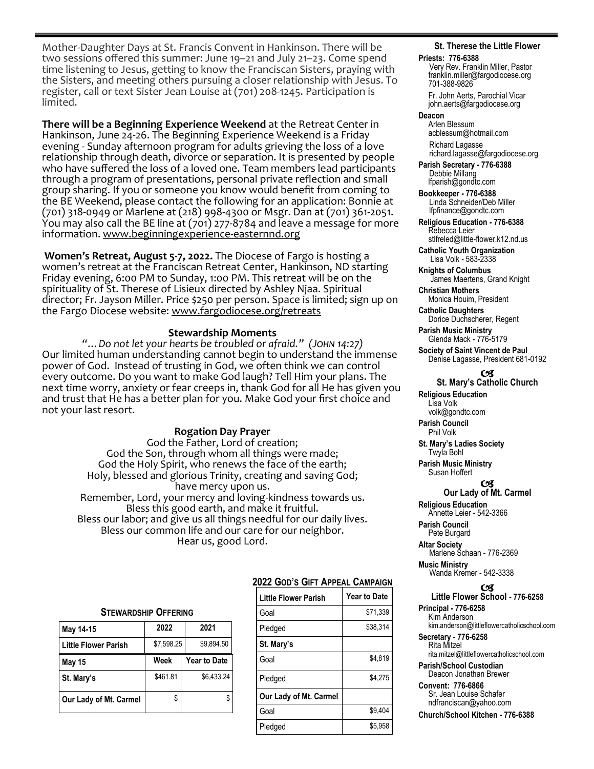Mother-Daughter Days at St. Francis Convent in Hankinson. There will be two sessions offered this summer: June 19–21 and July 21–23. Come spend time listening to Jesus, getting to know the Franciscan Sisters, praying with the Sisters, and meeting others pursuing a closer relationship with Jesus. To register, call or text Sister Jean Louise at (701) 208-1245. Participation is limited.

**There will be a Beginning Experience Weekend** at the Retreat Center in Hankinson, June 24-26. The Beginning Experience Weekend is a Friday evening - Sunday afternoon program for adults grieving the loss of a love relationship through death, divorce or separation. It is presented by people who have suffered the loss of a loved one. Team members lead participants through a program of presentations, personal private reflection and small group sharing. If you or someone you know would benefit from coming to the BE Weekend, please contact the following for an application: Bonnie at (701) 318-0949 or Marlene at (218) 998-4300 or Msgr. Dan at (701) 361-2051. You may also call the BE line at (701) 277-8784 and leave a message for more information. www.beginningexperience-easternnd.org

**Women's Retreat, August 5-7, 2022.** The Diocese of Fargo is hosting a women's retreat at the Franciscan Retreat Center, Hankinson, ND starting Friday evening, 6:00 PM to Sunday, 1:00 PM. This retreat will be on the spirituality of St. Therese of Lisieux directed by Ashley Njaa. Spiritual director; Fr. Jayson Miller. Price $250 per person. Space is limited; sign up on the Fargo Diocese website: www.fargodiocese.org/retreats

### Stewardship Moments

*"… Do not let your hearts be troubled or afraid." (John 14:27)*

Our limited human understanding cannot begin to understand the immense power of God. Instead of trusting in God, we often think we can control every outcome. Do you want to make God laugh? Tell Him your plans. The next time worry, anxiety or fear creeps in, thank God for all He has given you and trust that He has a better plan for you. Make God your first choice and not your last resort.

### Rogation Day Prayer

God the Father, Lord of creation;
God the Son, through whom all things were made;
God the Holy Spirit, who renews the face of the earth;
Holy, blessed and glorious Trinity, creating and saving God;
have mercy upon us.
Remember, Lord, your mercy and loving-kindness towards us.
Bless this good earth, and make it fruitful.
Bless our labor; and give us all things needful for our daily lives.
Bless our common life and our care for our neighbor.
Hear us, good Lord.

**Stewardship Offering**

| May 14-15 | 2022 | 2021 |
|---|---|---|
| Little Flower Parish | $7,598.25 | $9,894.50 |
| **May 15** | **Week** | **Year to Date** |
| St. Mary's | $461.81 | $6,433.24 |
| Our Lady of Mt. Carmel | $ | $ |

**2022 God's Gift Appeal Campaign**

| Little Flower Parish | Year to Date |
|---|---|
| Goal | $71,339 |
| Pledged | $38,314 |
| **St. Mary's** | |
| Goal | $4,819 |
| Pledged | $4,275 |
| **Our Lady of Mt. Carmel** | |
| Goal | $9,404 |
| Pledged | $5,958 |

### St. Therese the Little Flower

**Priests: 776-6388**
Very Rev. Franklin Miller, Pastor
franklin.miller@fargodiocese.org
701-388-9826
Fr. John Aerts, Parochial Vicar
john.aerts@fargodiocese.org

**Deacon**
Arlen Blessum
acblessum@hotmail.com
Richard Lagasse
richard.lagasse@fargodiocese.org

**Parish Secretary - 776-6388**
Debbie Millang
lfparish@gondtc.com

**Bookkeeper - 776-6388**
Linda Schneider/Deb Miller
lfpfinance@gondtc.com

**Religious Education - 776-6388**
Rebecca Leier
stlfreled@little-flower.k12.nd.us

**Catholic Youth Organization**
Lisa Volk - 583-2338

**Knights of Columbus**
James Maertens, Grand Knight

**Christian Mothers**
Monica Houim, President

**Catholic Daughters**
Dorice Duchscherer, Regent

**Parish Music Ministry**
Glenda Mack - 776-5179

**Society of Saint Vincent de Paul**
Denise Lagasse, President 681-0192

### St. Mary's Catholic Church

**Religious Education**
Lisa Volk
volk@gondtc.com

**Parish Council**
Phil Volk

**St. Mary's Ladies Society**
Twyla Bohl

**Parish Music Ministry**
Susan Hoffert

### Our Lady of Mt. Carmel

**Religious Education**
Annette Leier - 542-3366

**Parish Council**
Pete Burgard

**Altar Society**
Marlene Schaan - 776-2369

**Music Ministry**
Wanda Kremer - 542-3338

### Little Flower School - 776-6258

**Principal - 776-6258**
Kim Anderson
kim.anderson@littleflowercatholicschool.com

**Secretary - 776-6258**
Rita Mitzel
rita.mitzel@littleflowercatholicschool.com

**Parish/School Custodian**
Deacon Jonathan Brewer

**Convent: 776-6866**
Sr. Jean Louise Schafer
ndfranciscan@yahoo.com

**Church/School Kitchen - 776-6388**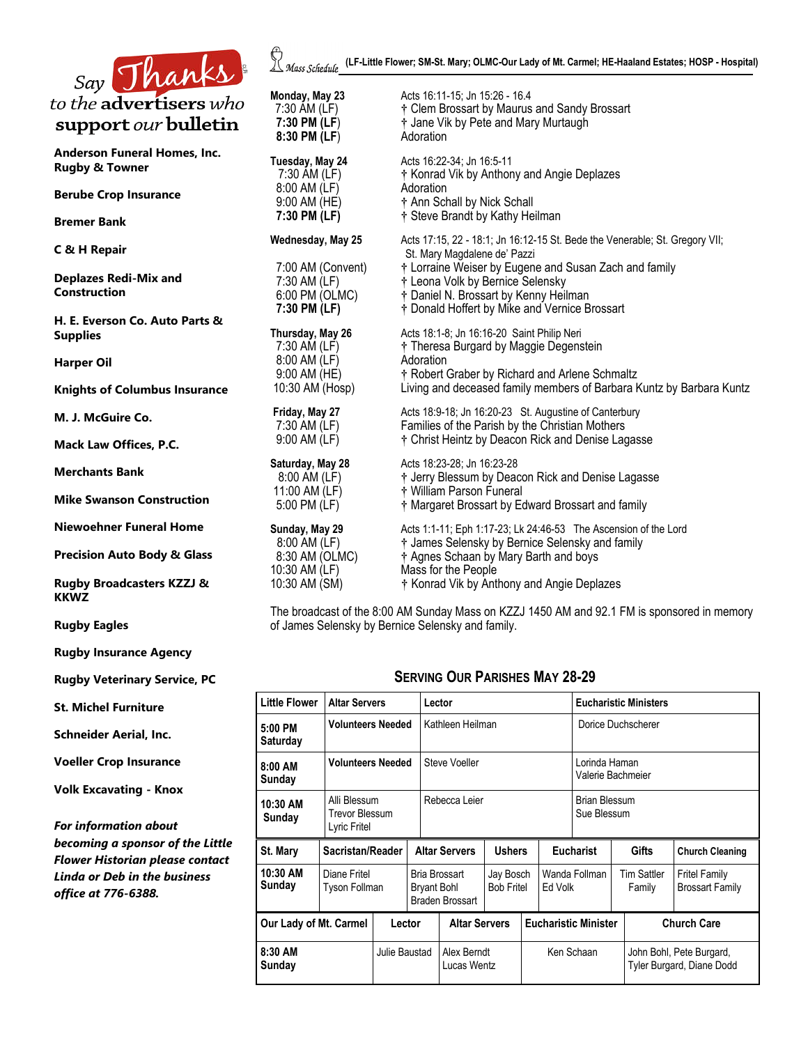## Say Thanks to the advertisers who support our bulletin

**Anderson Funeral Homes, Inc. Rugby & Towner**

**Berube Crop Insurance**

**Bremer Bank**

**C & H Repair**

**Deplazes Redi-Mix and Construction**

**H. E. Everson Co. Auto Parts & Supplies**

**Harper Oil**

**Knights of Columbus Insurance**

**M. J. McGuire Co.**

**Mack Law Offices, P.C.**

**Merchants Bank**

**Mike Swanson Construction**

**Niewoehner Funeral Home**

**Precision Auto Body & Glass**

**Rugby Broadcasters KZZJ & KKWZ**

**Rugby Eagles**

**Rugby Insurance Agency**

**Rugby Veterinary Service, PC**

**St. Michel Furniture**

**Schneider Aerial, Inc.**

**Voeller Crop Insurance**

**Volk Excavating - Knox**

***For information about becoming a sponsor of the Little Flower Historian please contact Linda or Deb in the business office at 776-6388.***

## Mass Schedule

**(LF-Little Flower; SM-St. Mary; OLMC-Our Lady of Mt. Carmel; HE-Haaland Estates; HOSP - Hospital)**

| | |
|---|---|
| **Monday, May 23** | Acts 16:11-15; Jn 15:26 - 16.4 |
| 7:30 AM (LF) | † Clem Brossart by Maurus and Sandy Brossart |
| **7:30 PM (LF)** | † Jane Vik by Pete and Mary Murtaugh |
| **8:30 PM (LF)** | Adoration |
| **Tuesday, May 24** | Acts 16:22-34; Jn 16:5-11 |
| 7:30 AM (LF) | † Konrad Vik by Anthony and Angie Deplazes |
| 8:00 AM (LF) | Adoration |
| 9:00 AM (HE) | † Ann Schall by Nick Schall |
| **7:30 PM (LF)** | † Steve Brandt by Kathy Heilman |
| **Wednesday, May 25** | Acts 17:15, 22 - 18:1; Jn 16:12-15 St. Bede the Venerable; St. Gregory VII; St. Mary Magdalene de' Pazzi |
| 7:00 AM (Convent) | † Lorraine Weiser by Eugene and Susan Zach and family |
| 7:30 AM (LF) | † Leona Volk by Bernice Selensky |
| 6:00 PM (OLMC) | † Daniel N. Brossart by Kenny Heilman |
| **7:30 PM (LF)** | † Donald Hoffert by Mike and Vernice Brossart |
| **Thursday, May 26** | Acts 18:1-8; Jn 16:16-20 Saint Philip Neri |
| 7:30 AM (LF) | † Theresa Burgard by Maggie Degenstein |
| 8:00 AM (LF) | Adoration |
| 9:00 AM (HE) | † Robert Graber by Richard and Arlene Schmaltz |
| 10:30 AM (Hosp) | Living and deceased family members of Barbara Kuntz by Barbara Kuntz |
| **Friday, May 27** | Acts 18:9-18; Jn 16:20-23 St. Augustine of Canterbury |
| 7:30 AM (LF) | Families of the Parish by the Christian Mothers |
| 9:00 AM (LF) | † Christ Heintz by Deacon Rick and Denise Lagasse |
| **Saturday, May 28** | Acts 18:23-28; Jn 16:23-28 |
| 8:00 AM (LF) | † Jerry Blessum by Deacon Rick and Denise Lagasse |
| 11:00 AM (LF) | † William Parson Funeral |
| 5:00 PM (LF) | † Margaret Brossart by Edward Brossart and family |
| **Sunday, May 29** | Acts 1:1-11; Eph 1:17-23; Lk 24:46-53 The Ascension of the Lord |
| 8:00 AM (LF) | † James Selensky by Bernice Selensky and family |
| 8:30 AM (OLMC) | † Agnes Schaan by Mary Barth and boys |
| 10:30 AM (LF) | Mass for the People |
| 10:30 AM (SM) | † Konrad Vik by Anthony and Angie Deplazes |

The broadcast of the 8:00 AM Sunday Mass on KZZJ 1450 AM and 92.1 FM is sponsored in memory of James Selensky by Bernice Selensky and family.

## Serving Our Parishes May 28-29

| Little Flower | Altar Servers | Lector | Eucharistic Ministers |
|---|---|---|---|
| **5:00 PM Saturday** | **Volunteers Needed** | Kathleen Heilman | Dorice Duchscherer |
| **8:00 AM Sunday** | **Volunteers Needed** | Steve Voeller | Lorinda Haman, Valerie Bachmeier |
| **10:30 AM Sunday** | Alli Blessum, Trevor Blessum, Lyric Fritel | Rebecca Leier | Brian Blessum, Sue Blessum |

| St. Mary | Sacristan/Reader | Altar Servers | Ushers | Eucharist | Gifts | Church Cleaning |
|---|---|---|---|---|---|---|
| **10:30 AM Sunday** | Diane Fritel, Tyson Follman | Bria Brossart, Bryant Bohl, Braden Brossart | Jay Bosch, Bob Fritel | Wanda Follman, Ed Volk | Tim Sattler Family | Fritel Family, Brossart Family |

| Our Lady of Mt. Carmel | Lector | Altar Servers | Eucharistic Minister | Church Care |
|---|---|---|---|---|
| **8:30 AM Sunday** | Julie Baustad | Alex Berndt, Lucas Wentz | Ken Schaan | John Bohl, Pete Burgard, Tyler Burgard, Diane Dodd |